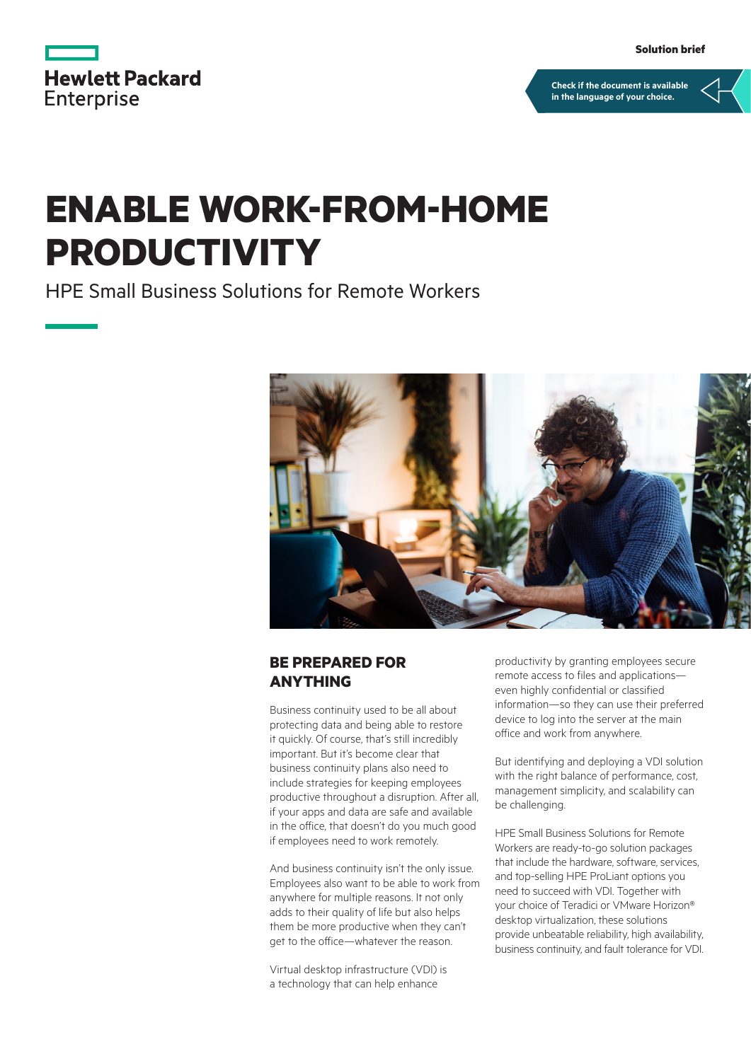Hewlett Packard Enterprise

Solution brief

Check if the document is available in the language of your choice.

# ENABLE WORK-FROM-HOME PRODUCTIVITY

HPE Small Business Solutions for Remote Workers

## BE PREPARED FOR ANYTHING

Business continuity used to be all about protecting data and being able to restore it quickly. Of course, that's still incredibly important. But it's become clear that business continuity plans also need to include strategies for keeping employees productive throughout a disruption. After all, if your apps and data are safe and available in the office, that doesn't do you much good if employees need to work remotely.

And business continuity isn't the only issue. Employees also want to be able to work from anywhere for multiple reasons. It not only adds to their quality of life but also helps them be more productive when they can't get to the office—whatever the reason.

Virtual desktop infrastructure (VDI) is a technology that can help enhance productivity by granting employees secure remote access to files and applications—even highly confidential or classified information—so they can use their preferred device to log into the server at the main office and work from anywhere.

But identifying and deploying a VDI solution with the right balance of performance, cost, management simplicity, and scalability can be challenging.

HPE Small Business Solutions for Remote Workers are ready-to-go solution packages that include the hardware, software, services, and top-selling HPE ProLiant options you need to succeed with VDI. Together with your choice of Teradici or VMware Horizon® desktop virtualization, these solutions provide unbeatable reliability, high availability, business continuity, and fault tolerance for VDI.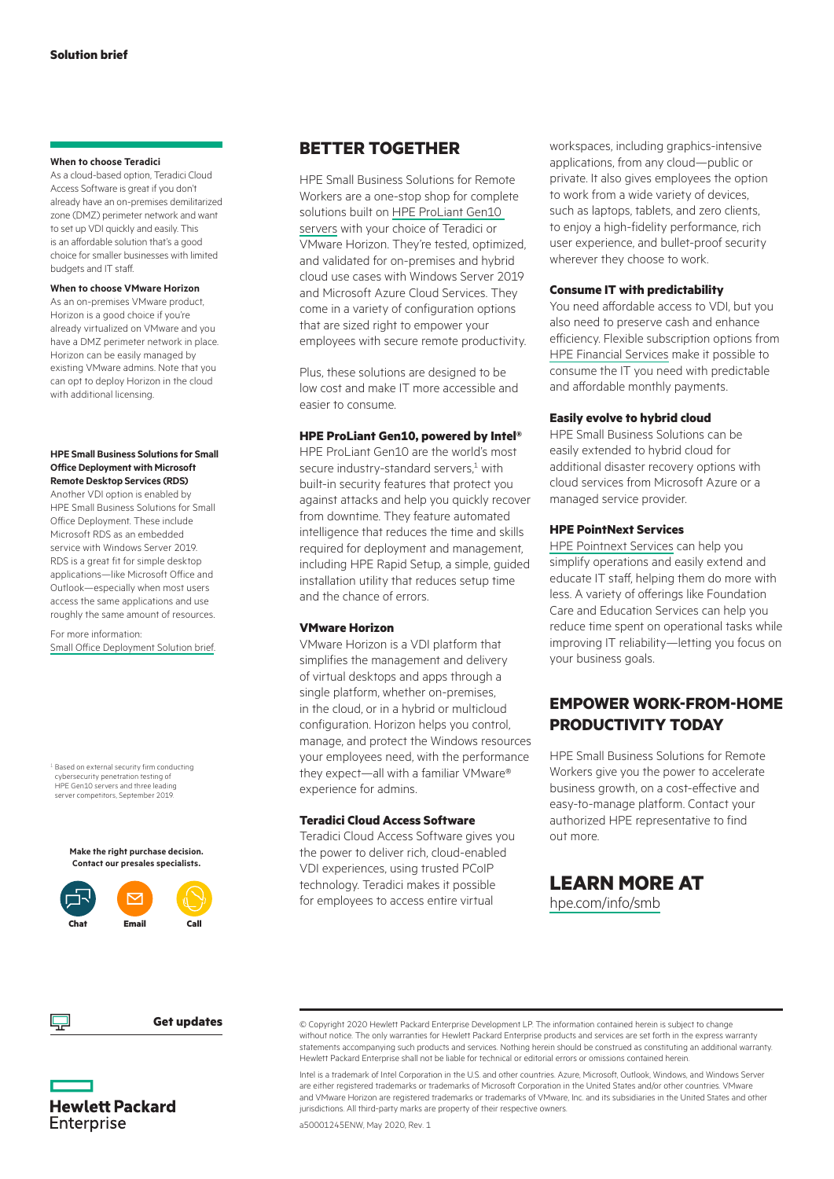Solution brief

**When to choose Teradici**

As a cloud-based option, Teradici Cloud Access Software is great if you don't already have an on-premises demilitarized zone (DMZ) perimeter network and want to set up VDI quickly and easily. This is an affordable solution that's a good choice for smaller businesses with limited budgets and IT staff.

**When to choose VMware Horizon**

As an on-premises VMware product, Horizon is a good choice if you're already virtualized on VMware and you have a DMZ perimeter network in place. Horizon can be easily managed by existing VMware admins. Note that you can opt to deploy Horizon in the cloud with additional licensing.

**HPE Small Business Solutions for Small Office Deployment with Microsoft Remote Desktop Services (RDS)**

Another VDI option is enabled by HPE Small Business Solutions for Small Office Deployment. These include Microsoft RDS as an embedded service with Windows Server 2019. RDS is a great fit for simple desktop applications—like Microsoft Office and Outlook—especially when most users access the same applications and use roughly the same amount of resources.

For more information: Small Office Deployment Solution brief.

[1] Based on external security firm conducting cybersecurity penetration testing of HPE Gen10 servers and three leading server competitors, September 2019.

**Make the right purchase decision. Contact our presales specialists.**

Chat Email Call

## BETTER TOGETHER

HPE Small Business Solutions for Remote Workers are a one-stop shop for complete solutions built on HPE ProLiant Gen10 servers with your choice of Teradici or VMware Horizon. They're tested, optimized, and validated for on-premises and hybrid cloud use cases with Windows Server 2019 and Microsoft Azure Cloud Services. They come in a variety of configuration options that are sized right to empower your employees with secure remote productivity.

Plus, these solutions are designed to be low cost and make IT more accessible and easier to consume.

### HPE ProLiant Gen10, powered by Intel®

HPE ProLiant Gen10 are the world's most secure industry-standard servers,[1] with built-in security features that protect you against attacks and help you quickly recover from downtime. They feature automated intelligence that reduces the time and skills required for deployment and management, including HPE Rapid Setup, a simple, guided installation utility that reduces setup time and the chance of errors.

### VMware Horizon

VMware Horizon is a VDI platform that simplifies the management and delivery of virtual desktops and apps through a single platform, whether on-premises, in the cloud, or in a hybrid or multicloud configuration. Horizon helps you control, manage, and protect the Windows resources your employees need, with the performance they expect—all with a familiar VMware® experience for admins.

### Teradici Cloud Access Software

Teradici Cloud Access Software gives you the power to deliver rich, cloud-enabled VDI experiences, using trusted PCoIP technology. Teradici makes it possible for employees to access entire virtual workspaces, including graphics-intensive applications, from any cloud—public or private. It also gives employees the option to work from a wide variety of devices, such as laptops, tablets, and zero clients, to enjoy a high-fidelity performance, rich user experience, and bullet-proof security wherever they choose to work.

### Consume IT with predictability

You need affordable access to VDI, but you also need to preserve cash and enhance efficiency. Flexible subscription options from HPE Financial Services make it possible to consume the IT you need with predictable and affordable monthly payments.

### Easily evolve to hybrid cloud

HPE Small Business Solutions can be easily extended to hybrid cloud for additional disaster recovery options with cloud services from Microsoft Azure or a managed service provider.

### HPE PointNext Services

HPE Pointnext Services can help you simplify operations and easily extend and educate IT staff, helping them do more with less. A variety of offerings like Foundation Care and Education Services can help you reduce time spent on operational tasks while improving IT reliability—letting you focus on your business goals.

## EMPOWER WORK-FROM-HOME PRODUCTIVITY TODAY

HPE Small Business Solutions for Remote Workers give you the power to accelerate business growth, on a cost-effective and easy-to-manage platform. Contact your authorized HPE representative to find out more.

## LEARN MORE AT

hpe.com/info/smb

**Get updates**

Hewlett Packard Enterprise

© Copyright 2020 Hewlett Packard Enterprise Development LP. The information contained herein is subject to change without notice. The only warranties for Hewlett Packard Enterprise products and services are set forth in the express warranty statements accompanying such products and services. Nothing herein should be construed as constituting an additional warranty. Hewlett Packard Enterprise shall not be liable for technical or editorial errors or omissions contained herein.

Intel is a trademark of Intel Corporation in the U.S. and other countries. Azure, Microsoft, Outlook, Windows, and Windows Server are either registered trademarks or trademarks of Microsoft Corporation in the United States and/or other countries. VMware and VMware Horizon are registered trademarks or trademarks of VMware, Inc. and its subsidiaries in the United States and other jurisdictions. All third-party marks are property of their respective owners.

a50001245ENW, May 2020, Rev. 1